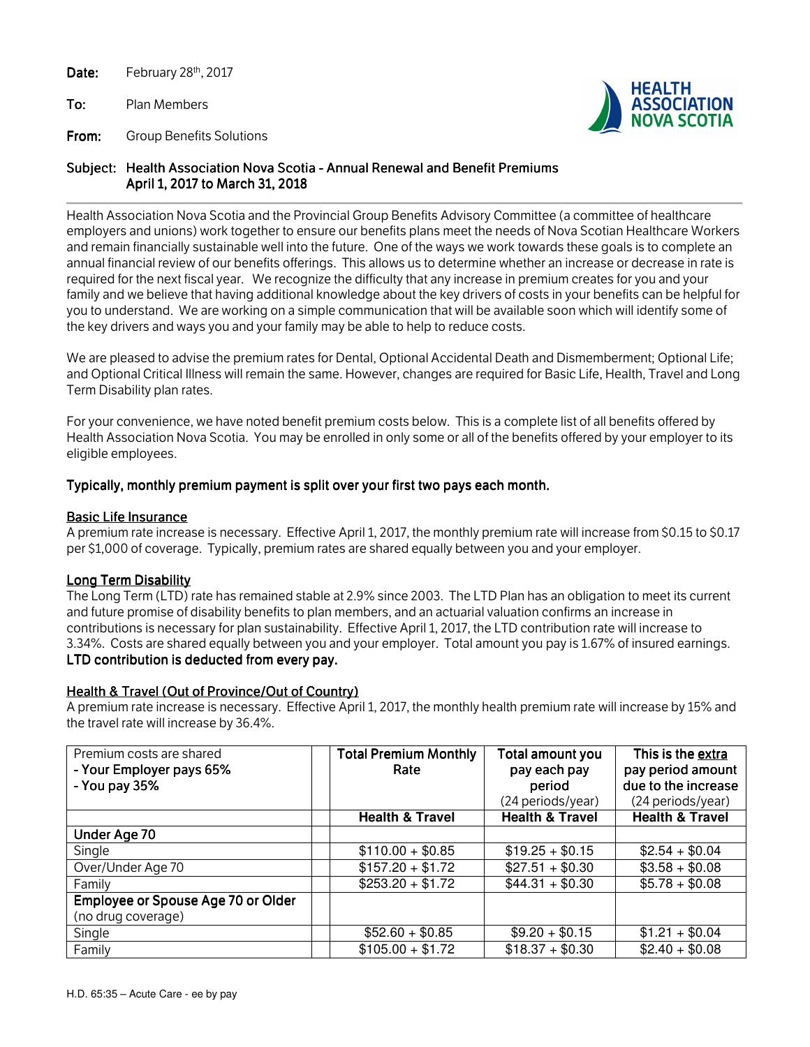**Date:** February 28th, 2017

**To:** Plan Members

**From:** Group Benefits Solutions

HEALTH ASSOCIATION NOVA SCOTIA

**Subject: Health Association Nova Scotia - Annual Renewal and Benefit Premiums April 1, 2017 to March 31, 2018**

---

Health Association Nova Scotia and the Provincial Group Benefits Advisory Committee (a committee of healthcare employers and unions) work together to ensure our benefits plans meet the needs of Nova Scotian Healthcare Workers and remain financially sustainable well into the future. One of the ways we work towards these goals is to complete an annual financial review of our benefits offerings. This allows us to determine whether an increase or decrease in rate is required for the next fiscal year. We recognize the difficulty that any increase in premium creates for you and your family and we believe that having additional knowledge about the key drivers of costs in your benefits can be helpful for you to understand. We are working on a simple communication that will be available soon which will identify some of the key drivers and ways you and your family may be able to help to reduce costs.

We are pleased to advise the premium rates for Dental, Optional Accidental Death and Dismemberment; Optional Life; and Optional Critical Illness will remain the same. However, changes are required for Basic Life, Health, Travel and Long Term Disability plan rates.

For your convenience, we have noted benefit premium costs below. This is a complete list of all benefits offered by Health Association Nova Scotia. You may be enrolled in only some or all of the benefits offered by your employer to its eligible employees.

**Typically, monthly premium payment is split over your first two pays each month.**

## Basic Life Insurance

A premium rate increase is necessary. Effective April 1, 2017, the monthly premium rate will increase from $0.15 to $0.17 per $1,000 of coverage. Typically, premium rates are shared equally between you and your employer.

## Long Term Disability

The Long Term (LTD) rate has remained stable at 2.9% since 2003. The LTD Plan has an obligation to meet its current and future promise of disability benefits to plan members, and an actuarial valuation confirms an increase in contributions is necessary for plan sustainability. Effective April 1, 2017, the LTD contribution rate will increase to 3.34%. Costs are shared equally between you and your employer. Total amount you pay is 1.67% of insured earnings.
**LTD contribution is deducted from every pay.**

## Health & Travel (Out of Province/Out of Country)

A premium rate increase is necessary. Effective April 1, 2017, the monthly health premium rate will increase by 15% and the travel rate will increase by 36.4%.

| Premium costs are shared<br>- **Your Employer pays 65%**<br>- **You pay 35%** | **Total Premium Monthly Rate** | **Total amount you pay each pay period** (24 periods/year) | **This is the extra pay period amount due to the increase** (24 periods/year) |
|---|---|---|---|
| | **Health & Travel** | **Health & Travel** | **Health & Travel** |
| **Under Age 70** | | | |
| Single | $110.00 + $0.85 | $19.25 + $0.15 | $2.54 + $0.04 |
| Over/Under Age 70 | $157.20 + $1.72 | $27.51 + $0.30 | $3.58 + $0.08 |
| Family | $253.20 + $1.72 | $44.31 + $0.30 | $5.78 + $0.08 |
| **Employee or Spouse Age 70 or Older** (no drug coverage) | | | |
| Single | $52.60 + $0.85 | $9.20 + $0.15 | $1.21 + $0.04 |
| Family | $105.00 + $1.72 | $18.37 + $0.30 | $2.40 + $0.08 |

H.D. 65:35 – Acute Care - ee by pay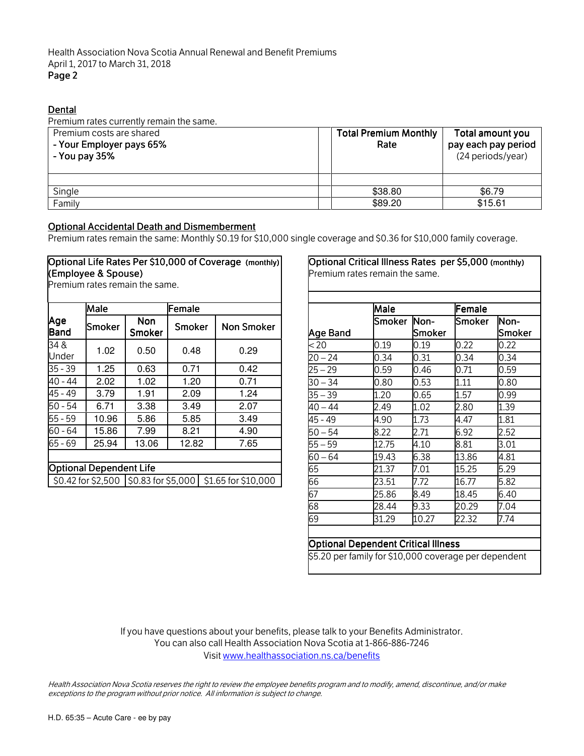Health Association Nova Scotia Annual Renewal and Benefit Premiums
April 1, 2017 to March 31, 2018
Page 2

## Dental

Premium rates currently remain the same.

| Premium costs are shared<br>- **Your Employer pays 65%**<br>- **You pay 35%** | | **Total Premium Monthly Rate** | **Total amount you pay each pay period** (24 periods/year) |
|---|---|---|---|
| | | | |
| Single | | $38.80 | $6.79 |
| Family | | $89.20 | $15.61 |

## Optional Accidental Death and Dismemberment

Premium rates remain the same: Monthly $0.19 for $10,000 single coverage and $0.36 for $10,000 family coverage.

### Optional Life Rates Per $10,000 of Coverage (monthly) (Employee & Spouse)

Premium rates remain the same.

| | Male | | Female | |
|---|---|---|---|---|
| **Age Band** | **Smoker** | **Non Smoker** | **Smoker** | **Non Smoker** |
| 34 & Under | 1.02 | 0.50 | 0.48 | 0.29 |
| 35 - 39 | 1.25 | 0.63 | 0.71 | 0.42 |
| 40 - 44 | 2.02 | 1.02 | 1.20 | 0.71 |
| 45 - 49 | 3.79 | 1.91 | 2.09 | 1.24 |
| 50 - 54 | 6.71 | 3.38 | 3.49 | 2.07 |
| 55 - 59 | 10.96 | 5.86 | 5.85 | 3.49 |
| 60 - 64 | 15.86 | 7.99 | 8.21 | 4.90 |
| 65 - 69 | 25.94 | 13.06 | 12.82 | 7.65 |

### Optional Dependent Life

| | | |
|---|---|---|
| $0.42 for $2,500 | $0.83 for $5,000 | $1.65 for $10,000 |

### Optional Critical Illness Rates per $5,000 (monthly)

Premium rates remain the same.

| | Male | | Female | |
|---|---|---|---|---|
| **Age Band** | **Smoker** | **Non-Smoker** | **Smoker** | **Non-Smoker** |
| < 20 | 0.19 | 0.19 | 0.22 | 0.22 |
| 20 – 24 | 0.34 | 0.31 | 0.34 | 0.34 |
| 25 – 29 | 0.59 | 0.46 | 0.71 | 0.59 |
| 30 – 34 | 0.80 | 0.53 | 1.11 | 0.80 |
| 35 – 39 | 1.20 | 0.65 | 1.57 | 0.99 |
| 40 – 44 | 2.49 | 1.02 | 2.80 | 1.39 |
| 45 - 49 | 4.90 | 1.73 | 4.47 | 1.81 |
| 50 – 54 | 8.22 | 2.71 | 6.92 | 2.52 |
| 55 – 59 | 12.75 | 4.10 | 8.81 | 3.01 |
| 60 – 64 | 19.43 | 6.38 | 13.86 | 4.81 |
| 65 | 21.37 | 7.01 | 15.25 | 5.29 |
| 66 | 23.51 | 7.72 | 16.77 | 5.82 |
| 67 | 25.86 | 8.49 | 18.45 | 6.40 |
| 68 | 28.44 | 9.33 | 20.29 | 7.04 |
| 69 | 31.29 | 10.27 | 22.32 | 7.74 |

### Optional Dependent Critical Illness

$5.20 per family for $10,000 coverage per dependent

If you have questions about your benefits, please talk to your Benefits Administrator.
You can also call Health Association Nova Scotia at 1-866-886-7246
Visit www.healthassociation.ns.ca/benefits

*Health Association Nova Scotia reserves the right to review the employee benefits program and to modify, amend, discontinue, and/or make exceptions to the program without prior notice. All information is subject to change.*

H.D. 65:35 – Acute Care - ee by pay